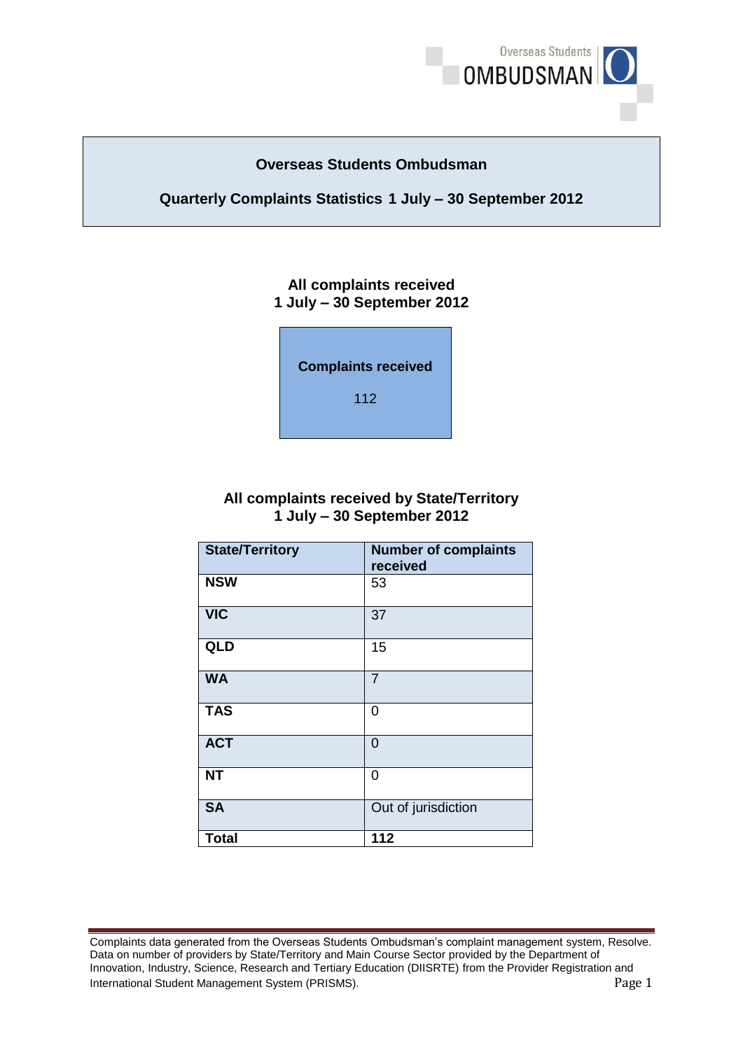# Overseas Students Ombudsman

## Quarterly Complaints Statistics 1 July – 30 September 2012

### All complaints received 1 July – 30 September 2012

| Complaints received |
|---|
| 112 |

### All complaints received by State/Territory 1 July – 30 September 2012

| State/Territory | Number of complaints received |
|---|---|
| **NSW** | 53 |
| **VIC** | 37 |
| **QLD** | 15 |
| **WA** | 7 |
| **TAS** | 0 |
| **ACT** | 0 |
| **NT** | 0 |
| **SA** | Out of jurisdiction |
| **Total** | **112** |

Complaints data generated from the Overseas Students Ombudsman's complaint management system, Resolve. Data on number of providers by State/Territory and Main Course Sector provided by the Department of Innovation, Industry, Science, Research and Tertiary Education (DIISRTE) from the Provider Registration and International Student Management System (PRISMS).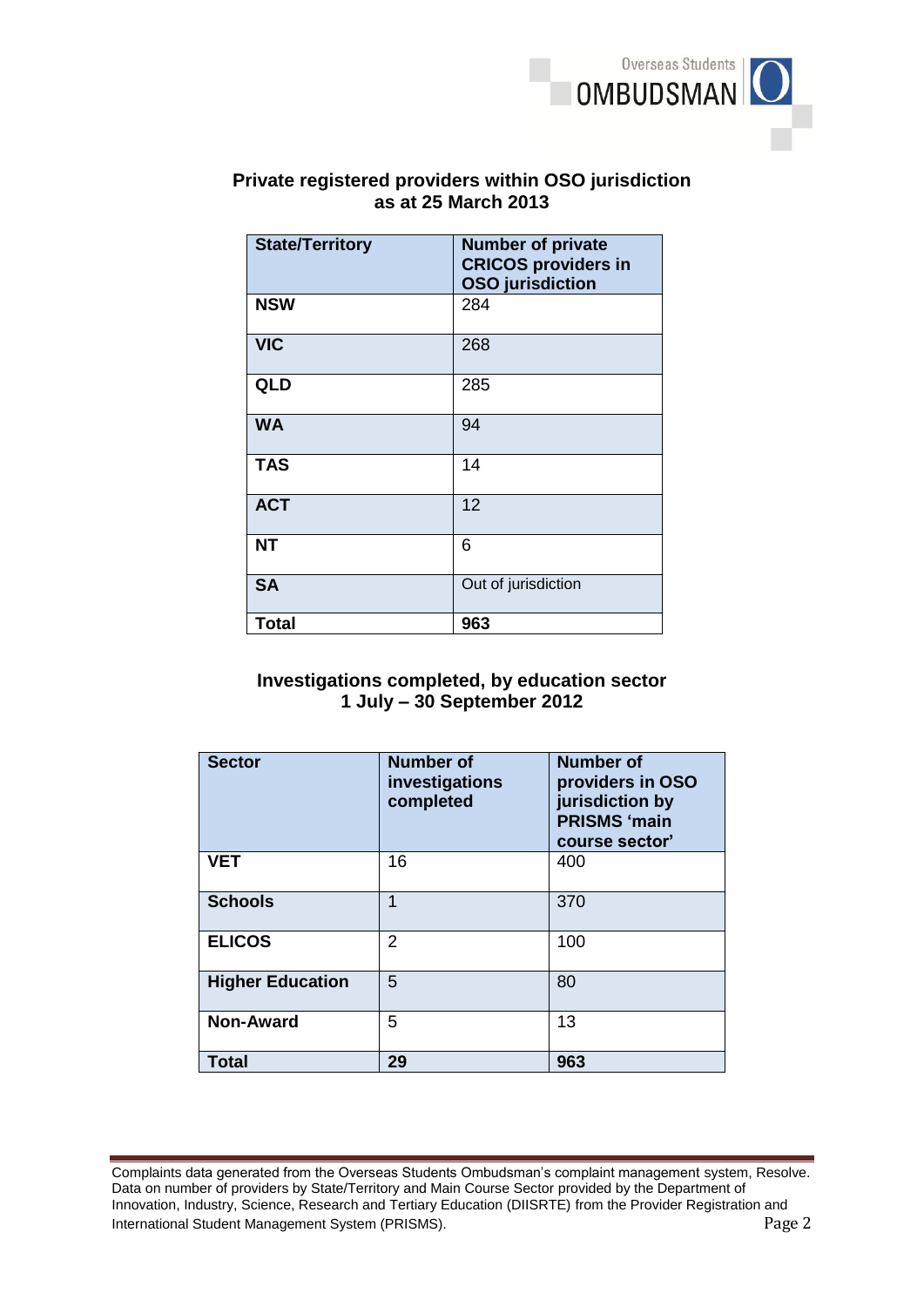## Private registered providers within OSO jurisdiction as at 25 March 2013

| State/Territory | Number of private CRICOS providers in OSO jurisdiction |
|---|---|
| **NSW** | 284 |
| **VIC** | 268 |
| **QLD** | 285 |
| **WA** | 94 |
| **TAS** | 14 |
| **ACT** | 12 |
| **NT** | 6 |
| **SA** | Out of jurisdiction |
| **Total** | **963** |

## Investigations completed, by education sector 1 July – 30 September 2012

| Sector | Number of investigations completed | Number of providers in OSO jurisdiction by PRISMS 'main course sector' |
|---|---|---|
| **VET** | 16 | 400 |
| **Schools** | 1 | 370 |
| **ELICOS** | 2 | 100 |
| **Higher Education** | 5 | 80 |
| **Non-Award** | 5 | 13 |
| **Total** | **29** | **963** |

Complaints data generated from the Overseas Students Ombudsman's complaint management system, Resolve. Data on number of providers by State/Territory and Main Course Sector provided by the Department of Innovation, Industry, Science, Research and Tertiary Education (DIISRTE) from the Provider Registration and International Student Management System (PRISMS).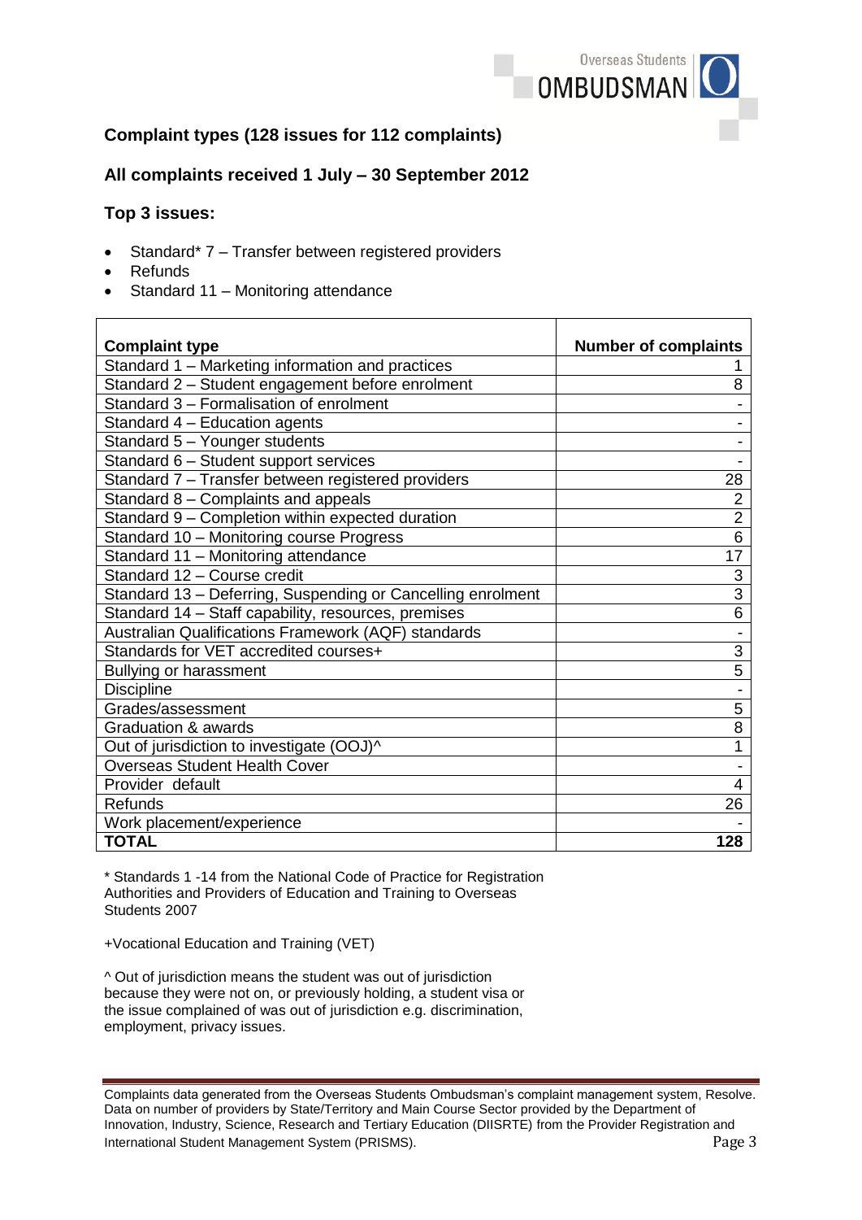## Complaint types (128 issues for 112 complaints)

## All complaints received 1 July – 30 September 2012

### Top 3 issues:

- Standard* 7 – Transfer between registered providers
- Refunds
- Standard 11 – Monitoring attendance

| Complaint type | Number of complaints |
|---|---|
| Standard 1 – Marketing information and practices | 1 |
| Standard 2 – Student engagement before enrolment | 8 |
| Standard 3 – Formalisation of enrolment | - |
| Standard 4 – Education agents | - |
| Standard 5 – Younger students | - |
| Standard 6 – Student support services | - |
| Standard 7 – Transfer between registered providers | 28 |
| Standard 8 – Complaints and appeals | 2 |
| Standard 9 – Completion within expected duration | 2 |
| Standard 10 – Monitoring course Progress | 6 |
| Standard 11 – Monitoring attendance | 17 |
| Standard 12 – Course credit | 3 |
| Standard 13 – Deferring, Suspending or Cancelling enrolment | 3 |
| Standard 14 – Staff capability, resources, premises | 6 |
| Australian Qualifications Framework (AQF) standards | - |
| Standards for VET accredited courses+ | 3 |
| Bullying or harassment | 5 |
| Discipline | - |
| Grades/assessment | 5 |
| Graduation & awards | 8 |
| Out of jurisdiction to investigate (OOJ)^ | 1 |
| Overseas Student Health Cover | - |
| Provider default | 4 |
| Refunds | 26 |
| Work placement/experience | - |
| **TOTAL** | **128** |

* Standards 1 -14 from the National Code of Practice for Registration Authorities and Providers of Education and Training to Overseas Students 2007

+Vocational Education and Training (VET)

^ Out of jurisdiction means the student was out of jurisdiction because they were not on, or previously holding, a student visa or the issue complained of was out of jurisdiction e.g. discrimination, employment, privacy issues.

Complaints data generated from the Overseas Students Ombudsman's complaint management system, Resolve. Data on number of providers by State/Territory and Main Course Sector provided by the Department of Innovation, Industry, Science, Research and Tertiary Education (DIISRTE) from the Provider Registration and International Student Management System (PRISMS).